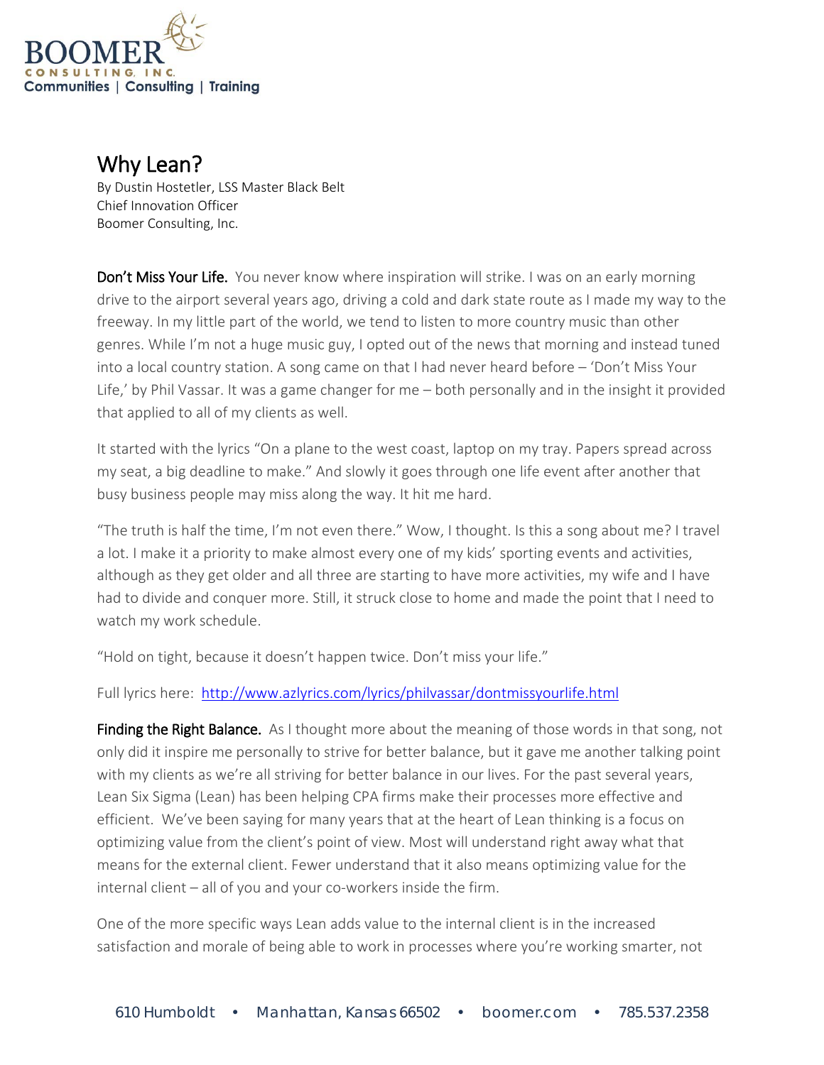# Why Lean?

By Dustin Hostetler, LSS Master Black Belt
Chief Innovation Officer
Boomer Consulting, Inc.

**Don't Miss Your Life.** You never know where inspiration will strike. I was on an early morning drive to the airport several years ago, driving a cold and dark state route as I made my way to the freeway. In my little part of the world, we tend to listen to more country music than other genres. While I'm not a huge music guy, I opted out of the news that morning and instead tuned into a local country station. A song came on that I had never heard before – 'Don't Miss Your Life,' by Phil Vassar. It was a game changer for me – both personally and in the insight it provided that applied to all of my clients as well.

It started with the lyrics "On a plane to the west coast, laptop on my tray. Papers spread across my seat, a big deadline to make." And slowly it goes through one life event after another that busy business people may miss along the way. It hit me hard.

"The truth is half the time, I'm not even there." Wow, I thought. Is this a song about me? I travel a lot. I make it a priority to make almost every one of my kids' sporting events and activities, although as they get older and all three are starting to have more activities, my wife and I have had to divide and conquer more. Still, it struck close to home and made the point that I need to watch my work schedule.

"Hold on tight, because it doesn't happen twice. Don't miss your life."

Full lyrics here: http://www.azlyrics.com/lyrics/philvassar/dontmissyourlife.html

**Finding the Right Balance.** As I thought more about the meaning of those words in that song, not only did it inspire me personally to strive for better balance, but it gave me another talking point with my clients as we're all striving for better balance in our lives. For the past several years, Lean Six Sigma (Lean) has been helping CPA firms make their processes more effective and efficient. We've been saying for many years that at the heart of Lean thinking is a focus on optimizing value from the client's point of view. Most will understand right away what that means for the external client. Fewer understand that it also means optimizing value for the internal client – all of you and your co-workers inside the firm.

One of the more specific ways Lean adds value to the internal client is in the increased satisfaction and morale of being able to work in processes where you're working smarter, not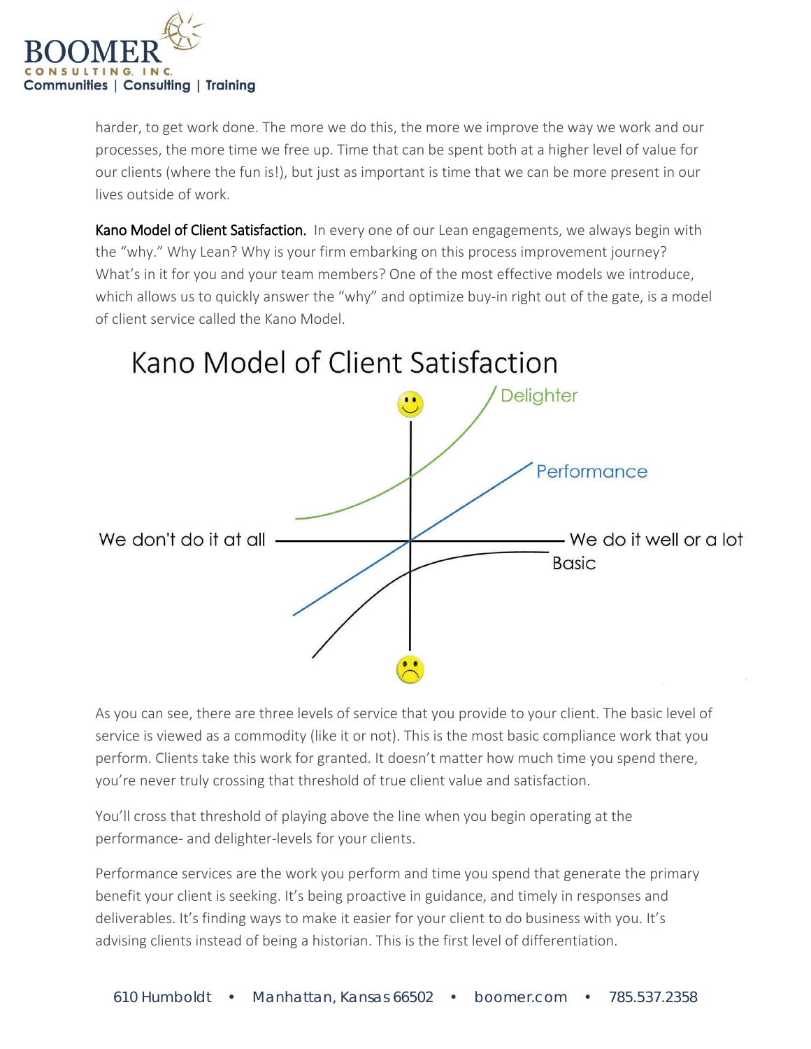harder, to get work done. The more we do this, the more we improve the way we work and our processes, the more time we free up. Time that can be spent both at a higher level of value for our clients (where the fun is!), but just as important is time that we can be more present in our lives outside of work.

**Kano Model of Client Satisfaction.** In every one of our Lean engagements, we always begin with the "why." Why Lean? Why is your firm embarking on this process improvement journey? What's in it for you and your team members? One of the most effective models we introduce, which allows us to quickly answer the "why" and optimize buy-in right out of the gate, is a model of client service called the Kano Model.

Kano Model of Client Satisfaction

Delighter

Performance

We don't do it at all — We do it well or a lot

Basic

As you can see, there are three levels of service that you provide to your client. The basic level of service is viewed as a commodity (like it or not). This is the most basic compliance work that you perform. Clients take this work for granted. It doesn't matter how much time you spend there, you're never truly crossing that threshold of true client value and satisfaction.

You'll cross that threshold of playing above the line when you begin operating at the performance- and delighter-levels for your clients.

Performance services are the work you perform and time you spend that generate the primary benefit your client is seeking. It's being proactive in guidance, and timely in responses and deliverables. It's finding ways to make it easier for your client to do business with you. It's advising clients instead of being a historian. This is the first level of differentiation.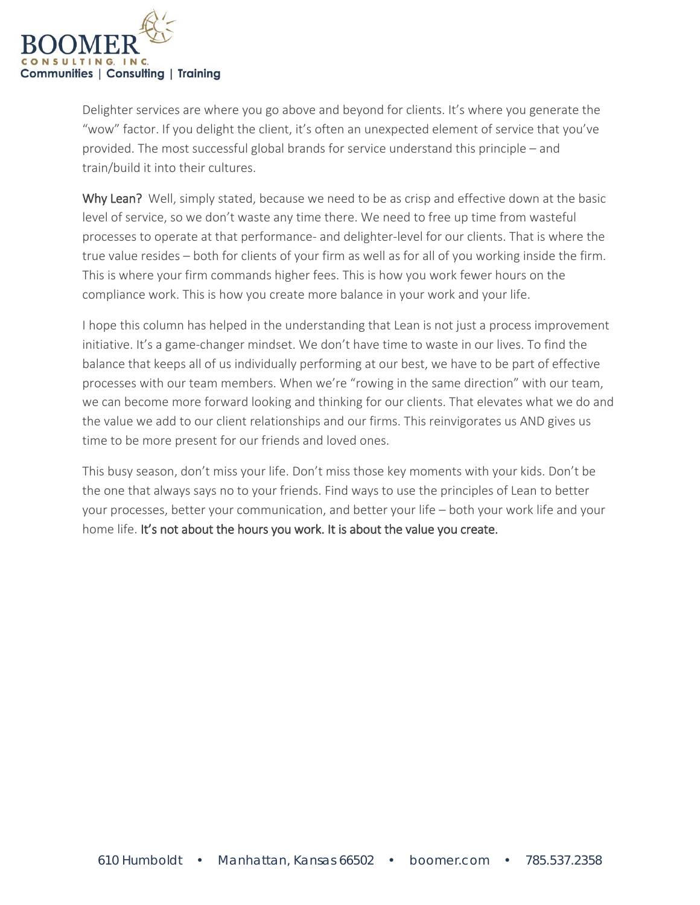Delighter services are where you go above and beyond for clients. It's where you generate the "wow" factor. If you delight the client, it's often an unexpected element of service that you've provided. The most successful global brands for service understand this principle – and train/build it into their cultures.

**Why Lean?** Well, simply stated, because we need to be as crisp and effective down at the basic level of service, so we don't waste any time there. We need to free up time from wasteful processes to operate at that performance- and delighter-level for our clients. That is where the true value resides – both for clients of your firm as well as for all of you working inside the firm. This is where your firm commands higher fees. This is how you work fewer hours on the compliance work. This is how you create more balance in your work and your life.

I hope this column has helped in the understanding that Lean is not just a process improvement initiative. It's a game-changer mindset. We don't have time to waste in our lives. To find the balance that keeps all of us individually performing at our best, we have to be part of effective processes with our team members. When we're "rowing in the same direction" with our team, we can become more forward looking and thinking for our clients. That elevates what we do and the value we add to our client relationships and our firms. This reinvigorates us AND gives us time to be more present for our friends and loved ones.

This busy season, don't miss your life. Don't miss those key moments with your kids. Don't be the one that always says no to your friends. Find ways to use the principles of Lean to better your processes, better your communication, and better your life – both your work life and your home life. **It's not about the hours you work. It is about the value you create.**